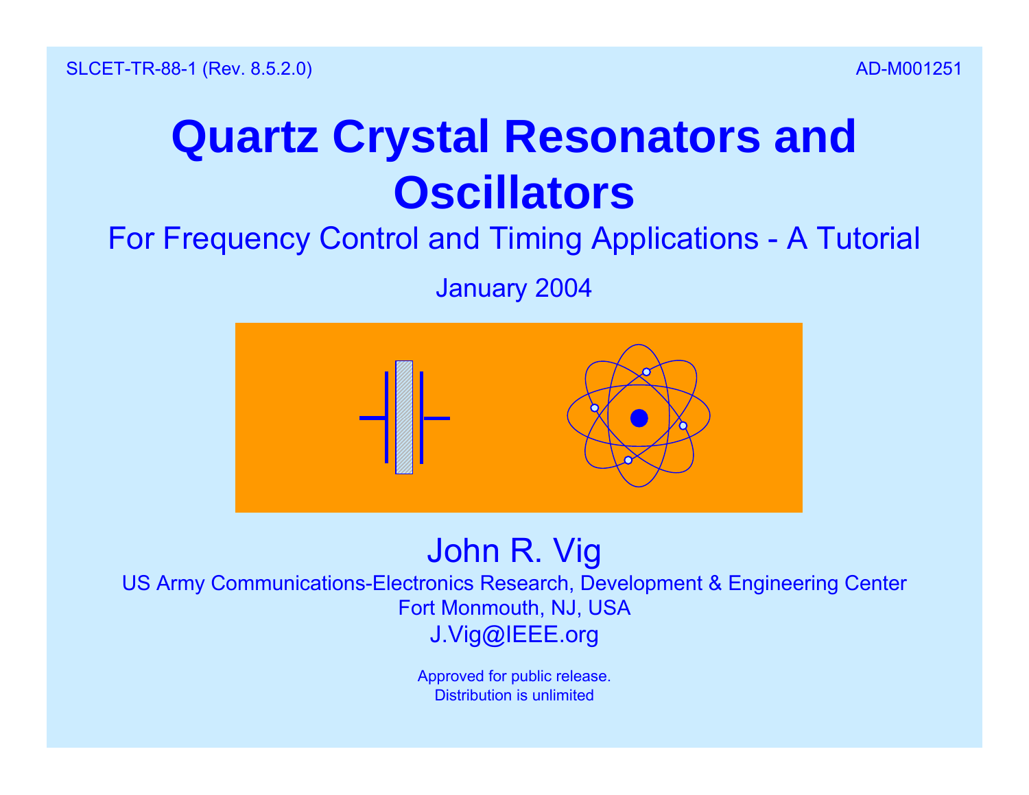SLCET-TR-88-1 (Rev. 8.5.2.0) AD-M001251

# Quartz Crystal Resonators and Oscillators

## For Frequency Control and Timing Applications - A Tutorial

January 2004

John R. Vig

US Army Communications-Electronics Research, Development & Engineering Center
Fort Monmouth, NJ, USA
J.Vig@IEEE.org

Approved for public release.
Distribution is unlimited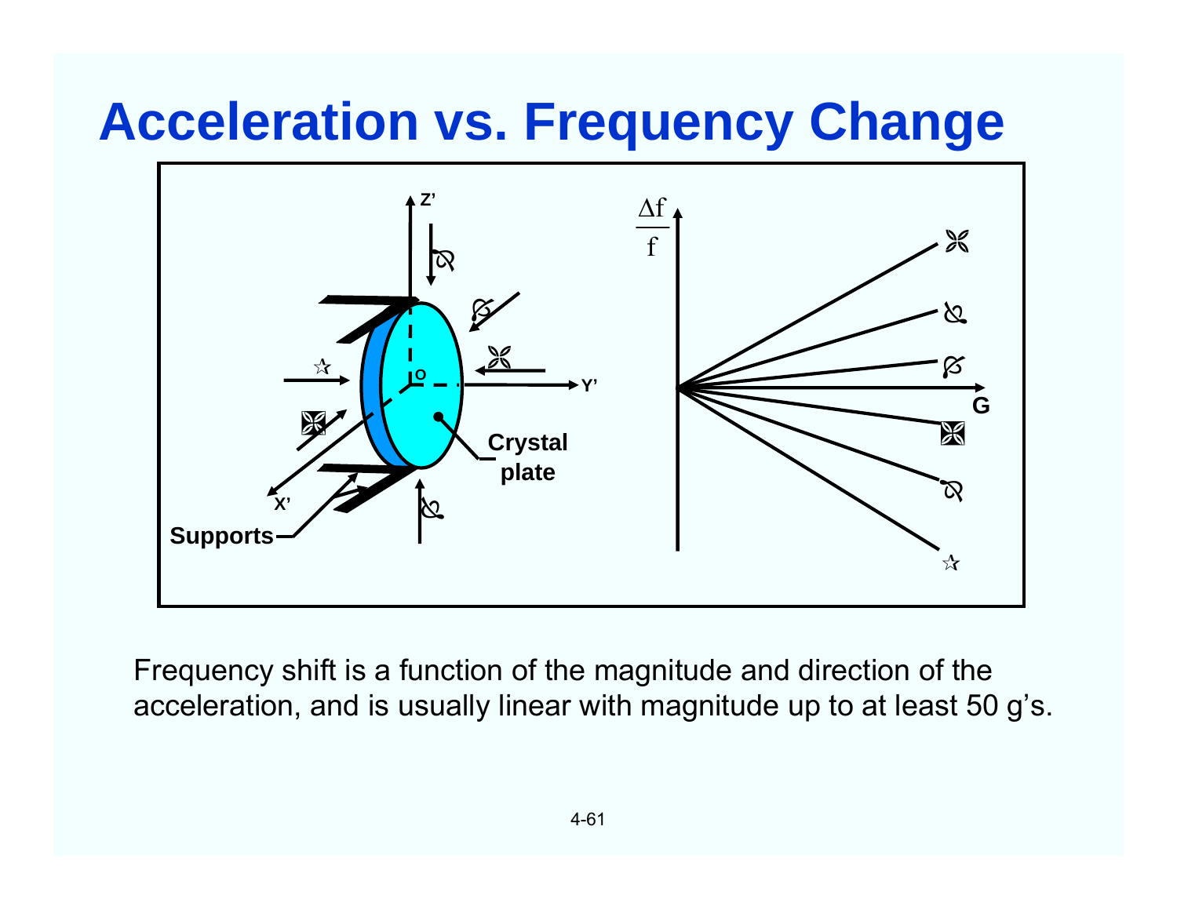# Acceleration vs. Frequency Change

Z'

O

Y'

X'

Crystal plate

Supports

$\frac{\Delta f}{f}$

G

Frequency shift is a function of the magnitude and direction of the acceleration, and is usually linear with magnitude up to at least 50 g's.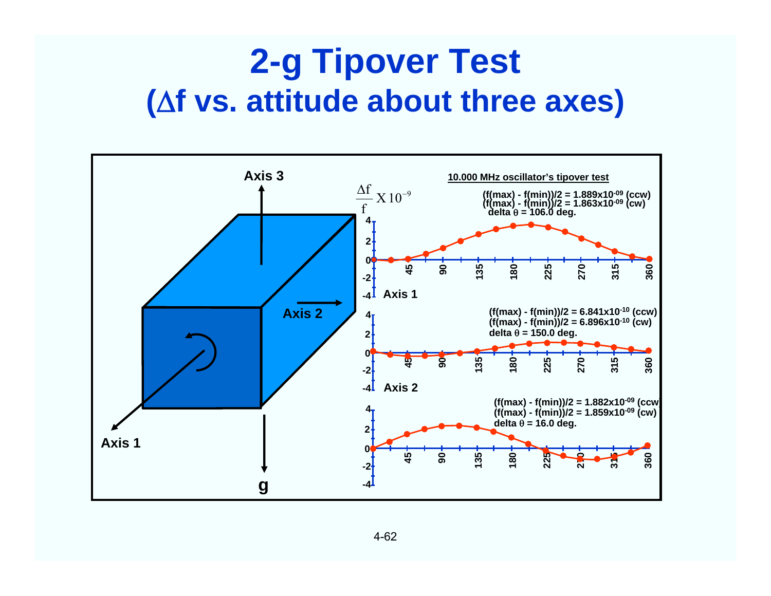# 2-g Tipover Test
## ($\Delta$f vs. attitude about three axes)

**10.000 MHz oscillator's tipover test**

$\frac{\Delta f}{f} \times 10^{-9}$

**Axis 1**

(f(max) - f(min))/2 = 1.889x$10^{-09}$ (ccw)
(f(max) - f(min))/2 = 1.863x$10^{-09}$ (cw)
delta $\theta$ = 106.0 deg.

**Axis 2**

(f(max) - f(min))/2 = 6.841x$10^{-10}$ (ccw)
(f(max) - f(min))/2 = 6.896x$10^{-10}$ (cw)
delta $\theta$ = 150.0 deg.

**Axis 3**

(f(max) - f(min))/2 = 1.882x$10^{-09}$ (ccw)
(f(max) - f(min))/2 = 1.859x$10^{-09}$ (cw)
delta $\theta$ = 16.0 deg.

Axis 1, Axis 2, Axis 3, g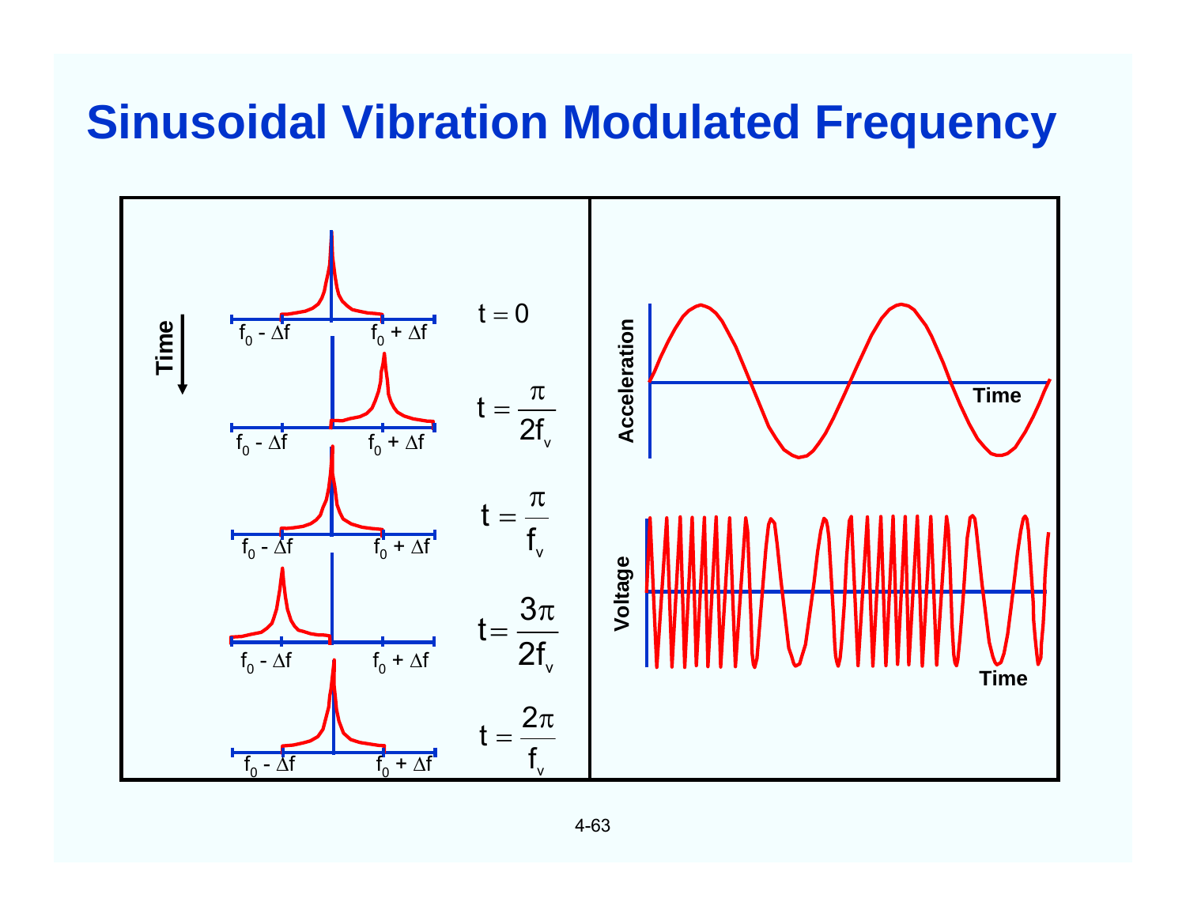# Sinusoidal Vibration Modulated Frequency

Time

$f_0 - \Delta f$ $f_0 + \Delta f$ $t = 0$

$f_0 - \Delta f$ $f_0 + \Delta f$ $t = \frac{\pi}{2f_v}$

$f_0 - \Delta f$ $f_0 + \Delta f$ $t = \frac{\pi}{f_v}$

$f_0 - \Delta f$ $f_0 + \Delta f$ $t = \frac{3\pi}{2f_v}$

$f_0 - \Delta f$ $f_0 + \Delta f$ $t = \frac{2\pi}{f_v}$

Acceleration

Time

Voltage

Time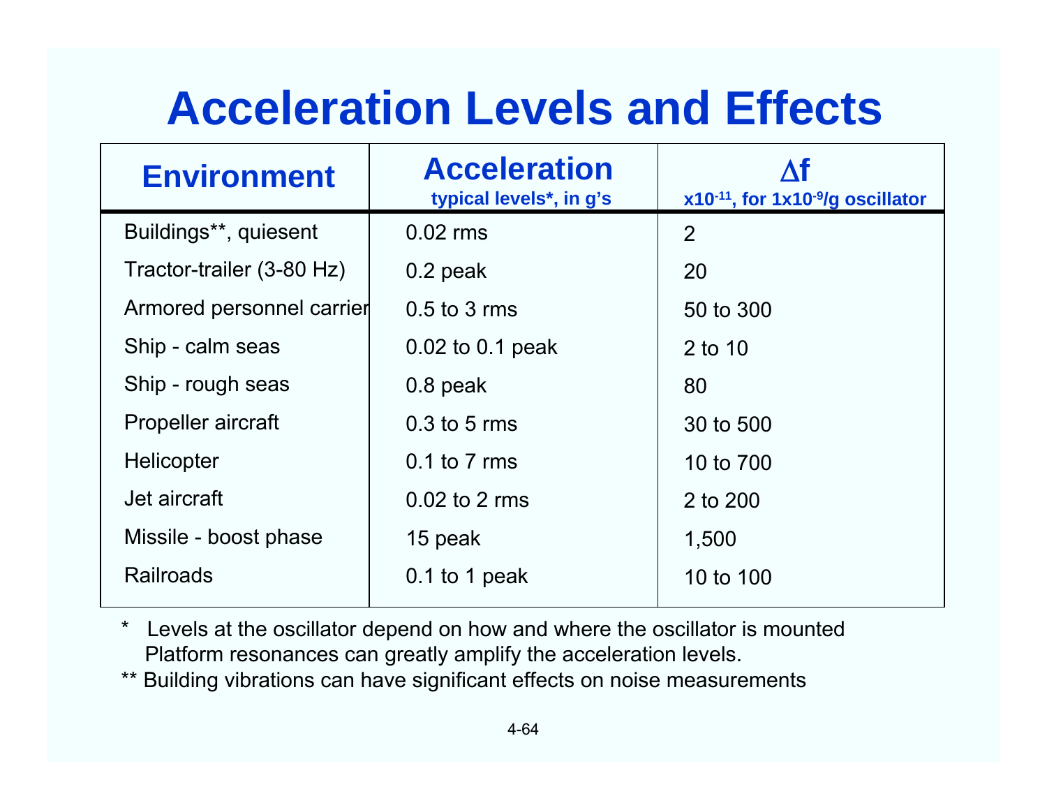# Acceleration Levels and Effects

| Environment | Acceleration<br>typical levels*, in g's | $\Delta f$<br>$x10^{-11}$, for $1x10^{-9}$/g oscillator |
|---|---|---|
| Buildings**, quiesent | 0.02 rms | 2 |
| Tractor-trailer (3-80 Hz) | 0.2 peak | 20 |
| Armored personnel carrier | 0.5 to 3 rms | 50 to 300 |
| Ship - calm seas | 0.02 to 0.1 peak | 2 to 10 |
| Ship - rough seas | 0.8 peak | 80 |
| Propeller aircraft | 0.3 to 5 rms | 30 to 500 |
| Helicopter | 0.1 to 7 rms | 10 to 700 |
| Jet aircraft | 0.02 to 2 rms | 2 to 200 |
| Missile - boost phase | 15 peak | 1,500 |
| Railroads | 0.1 to 1 peak | 10 to 100 |

\* Levels at the oscillator depend on how and where the oscillator is mounted
Platform resonances can greatly amplify the acceleration levels.

\** Building vibrations can have significant effects on noise measurements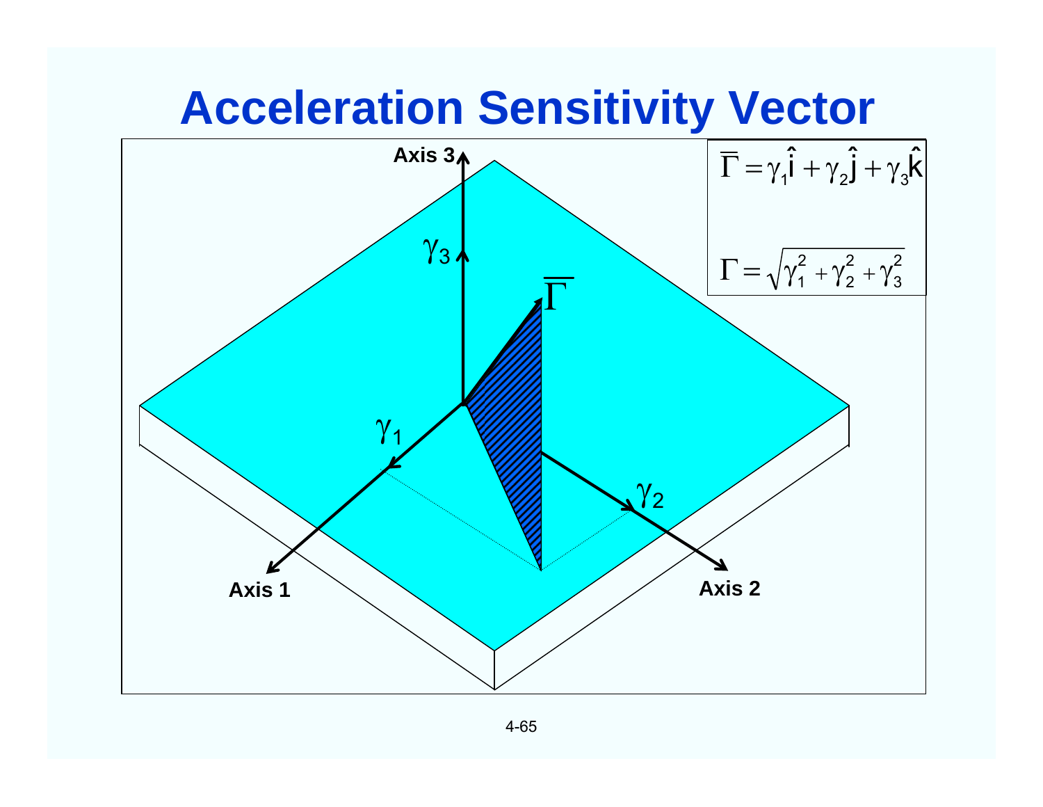# Acceleration Sensitivity Vector

$$\overline{\Gamma} = \gamma_1 \hat{i} + \gamma_2 \hat{j} + \gamma_3 \hat{k}$$

$$\Gamma = \sqrt{\gamma_1^2 + \gamma_2^2 + \gamma_3^2}$$

Axis 3

$\gamma_3$

$\overline{\Gamma}$

$\gamma_1$

$\gamma_2$

Axis 1

Axis 2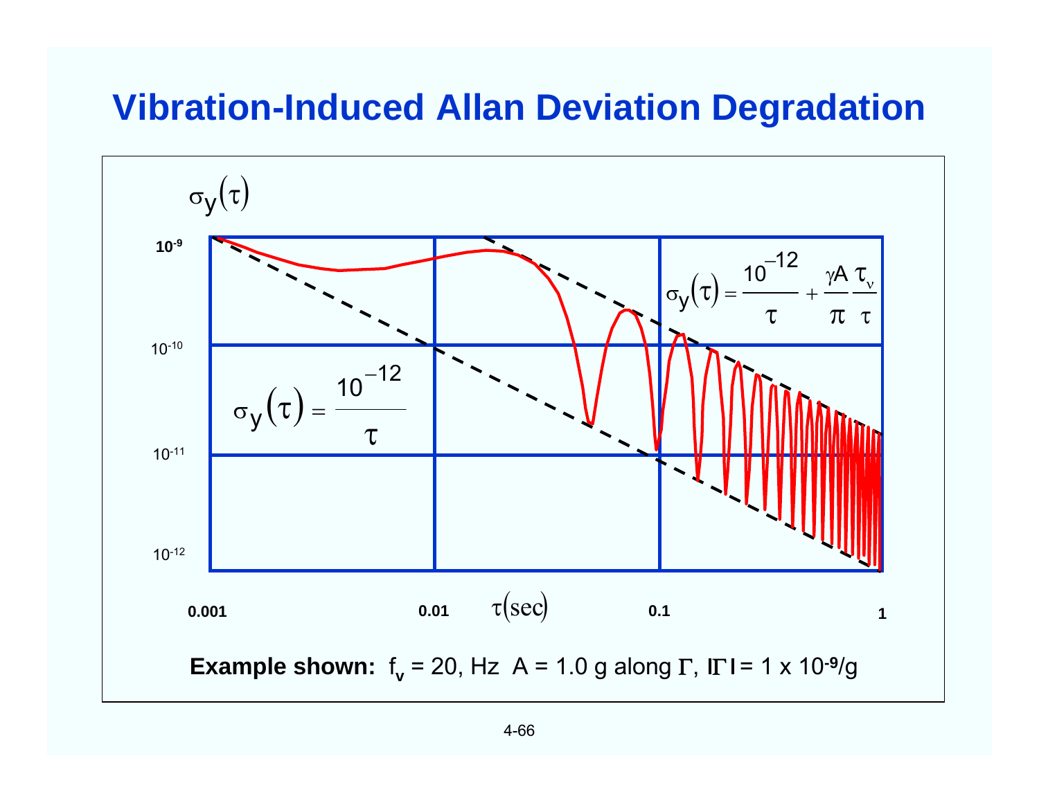# Vibration-Induced Allan Deviation Degradation

$\sigma_y(\tau)$

$10^{-9}$

$10^{-10}$

$10^{-11}$

$10^{-12}$

$$\sigma_y(\tau) = \frac{10^{-12}}{\tau} + \frac{\gamma A}{\pi}\frac{\tau_\nu}{\tau}$$

$$\sigma_y(\tau) = \frac{10^{-12}}{\tau}$$

0.001 &nbsp;&nbsp; 0.01 &nbsp;&nbsp; $\tau(\text{sec})$ &nbsp;&nbsp; 0.1 &nbsp;&nbsp; 1

**Example shown:** $f_v$ = 20, Hz A = 1.0 g along $\Gamma$, $|\Gamma|$ = 1 x $10^{-9}$/g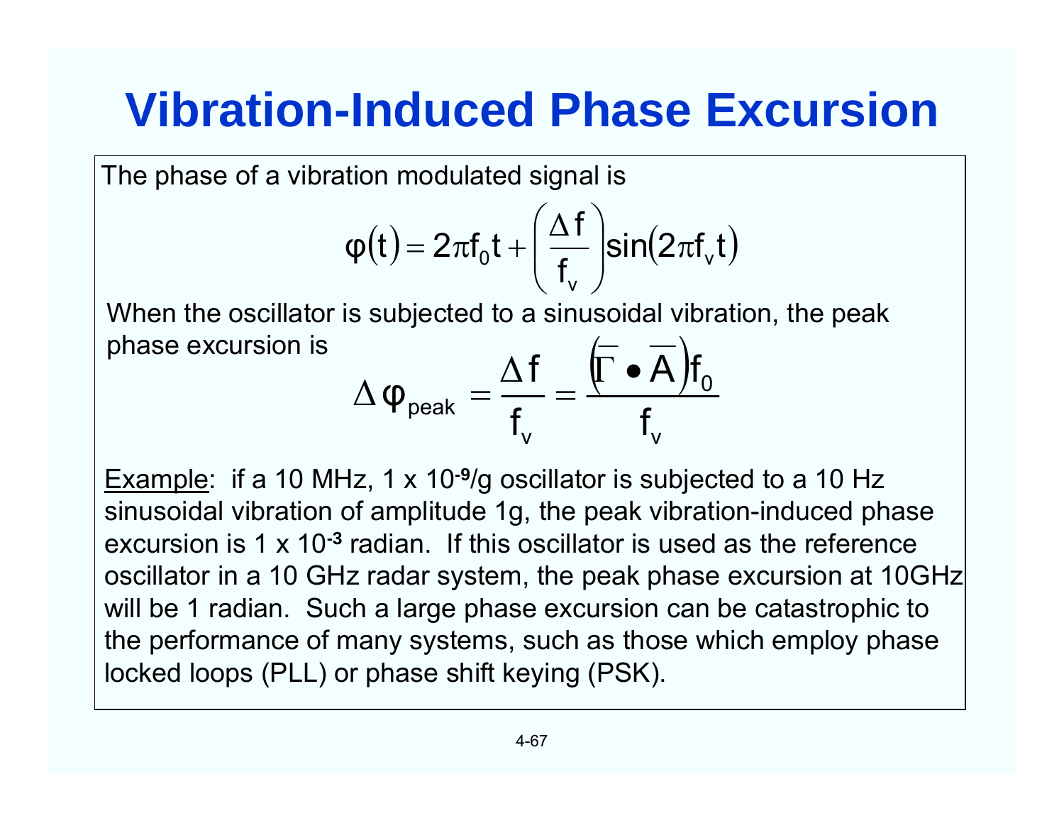# Vibration-Induced Phase Excursion

The phase of a vibration modulated signal is

$$\varphi(t) = 2\pi f_0 t + \left(\frac{\Delta f}{f_v}\right)\sin(2\pi f_v t)$$

When the oscillator is subjected to a sinusoidal vibration, the peak phase excursion is

$$\Delta\varphi_{peak} = \frac{\Delta f}{f_v} = \frac{\left(\overline{\Gamma} \bullet \overline{A}\right)f_0}{f_v}$$

<u>Example</u>: if a 10 MHz, 1 x $10^{-9}$/g oscillator is subjected to a 10 Hz sinusoidal vibration of amplitude 1g, the peak vibration-induced phase excursion is 1 x $10^{-3}$ radian. If this oscillator is used as the reference oscillator in a 10 GHz radar system, the peak phase excursion at 10GHz will be 1 radian. Such a large phase excursion can be catastrophic to the performance of many systems, such as those which employ phase locked loops (PLL) or phase shift keying (PSK).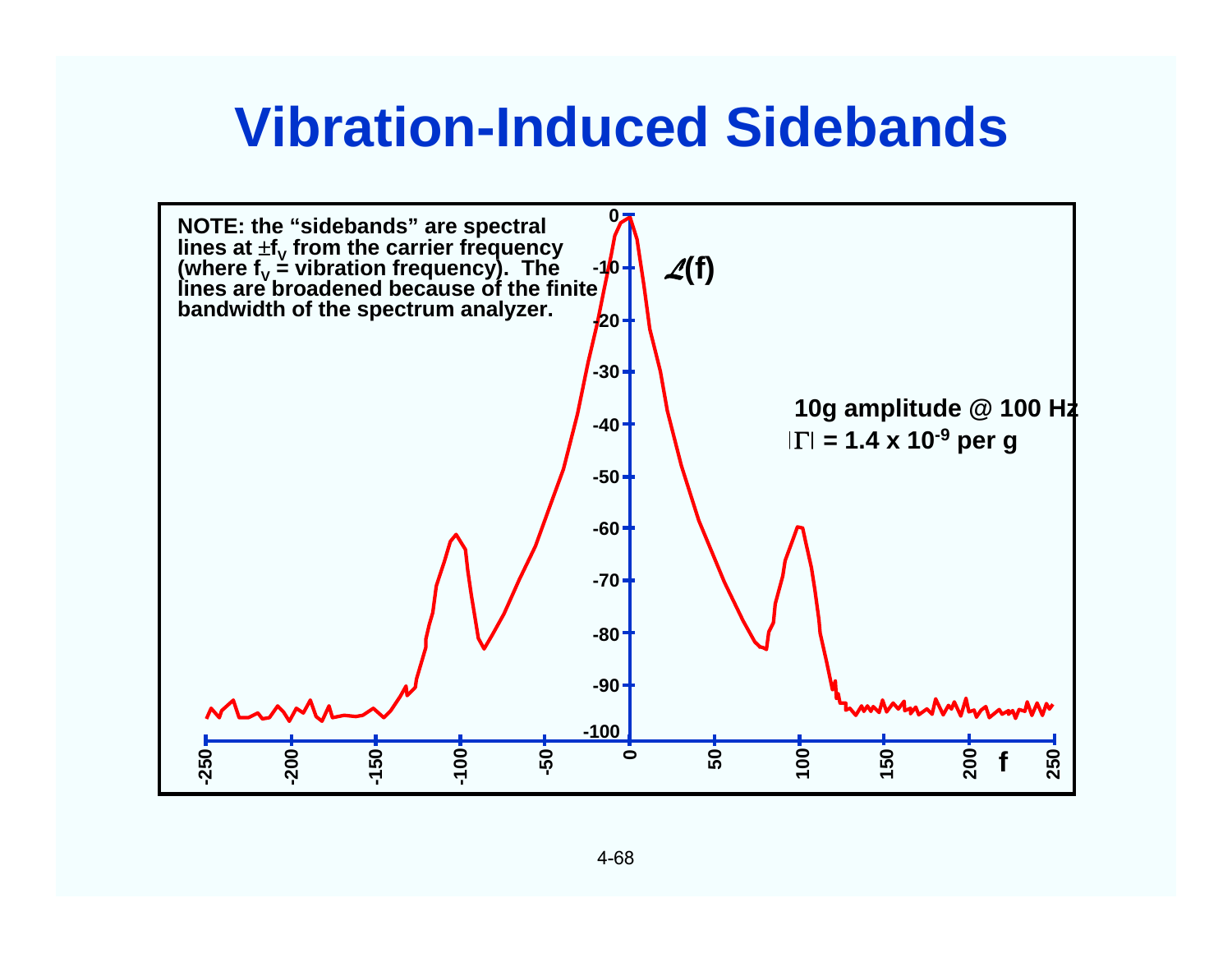# Vibration-Induced Sidebands

**NOTE: the "sidebands" are spectral lines at $\pm f_V$ from the carrier frequency (where $f_V$ = vibration frequency). The lines are broadened because of the finite bandwidth of the spectrum analyzer.**

$\mathscr{L}(f)$

**10g amplitude @ 100 Hz**

**$|\Gamma|$ = 1.4 x $10^{-9}$ per g**

Y-axis: 0, -10, -20, -30, -40, -50, -60, -70, -80, -90, -100

X-axis (f): -250, -200, -150, -100, -50, 0, 50, 100, 150, 200, 250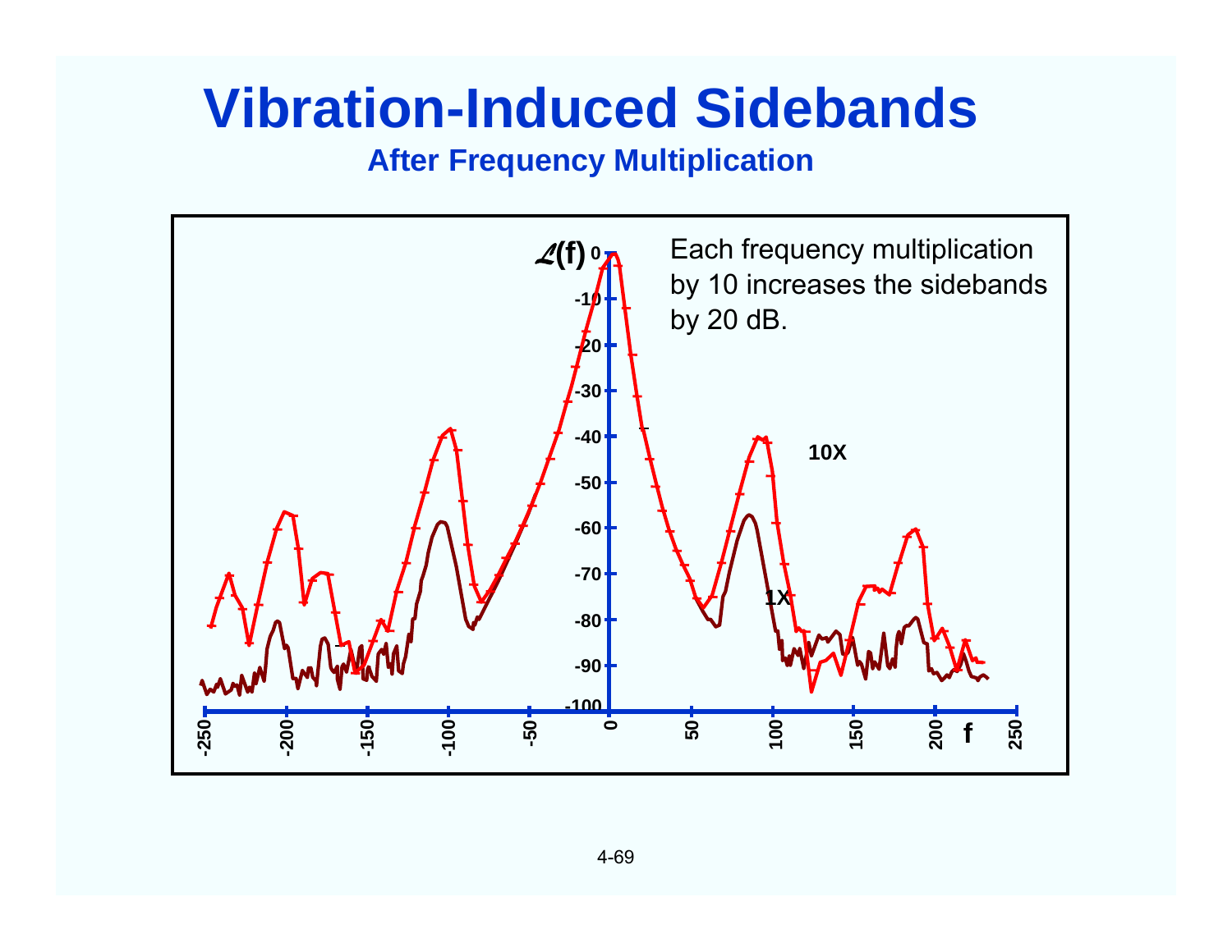# Vibration-Induced Sidebands

## After Frequency Multiplication

Each frequency multiplication by 10 increases the sidebands by 20 dB.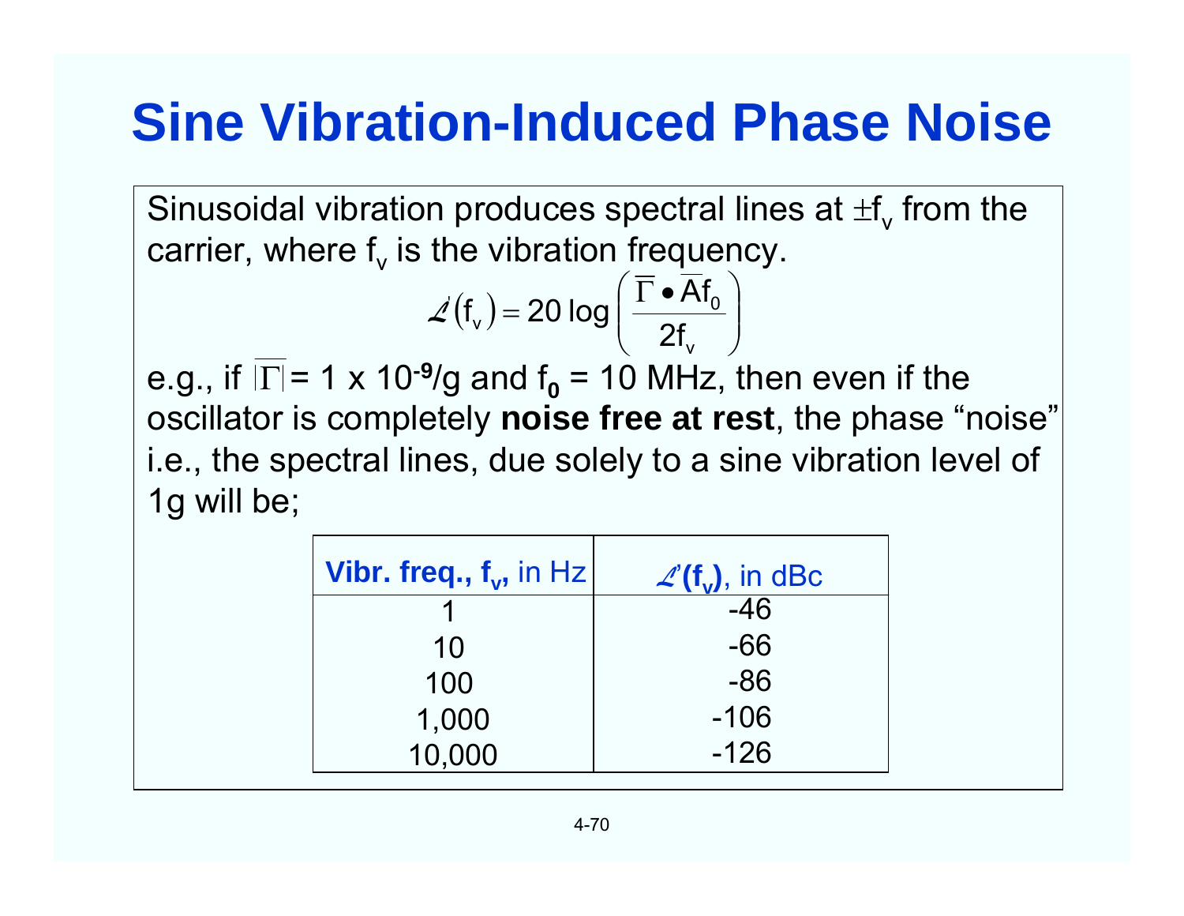# Sine Vibration-Induced Phase Noise

Sinusoidal vibration produces spectral lines at $\pm f_v$ from the carrier, where $f_v$ is the vibration frequency.

$$\mathcal{L}'(f_v) = 20 \log \left( \frac{\overline{\Gamma} \bullet \overline{A} f_0}{2 f_v} \right)$$

e.g., if $|\overline{\Gamma}|$ = 1 x $10^{-9}$/g and $f_0$ = 10 MHz, then even if the oscillator is completely **noise free at rest**, the phase “noise” i.e., the spectral lines, due solely to a sine vibration level of 1g will be;

| **Vibr. freq., $f_v$,** in Hz | $\mathcal{L}'$**($f_v$)**, in dBc |
|---|---|
| 1 | -46 |
| 10 | -66 |
| 100 | -86 |
| 1,000 | -106 |
| 10,000 | -126 |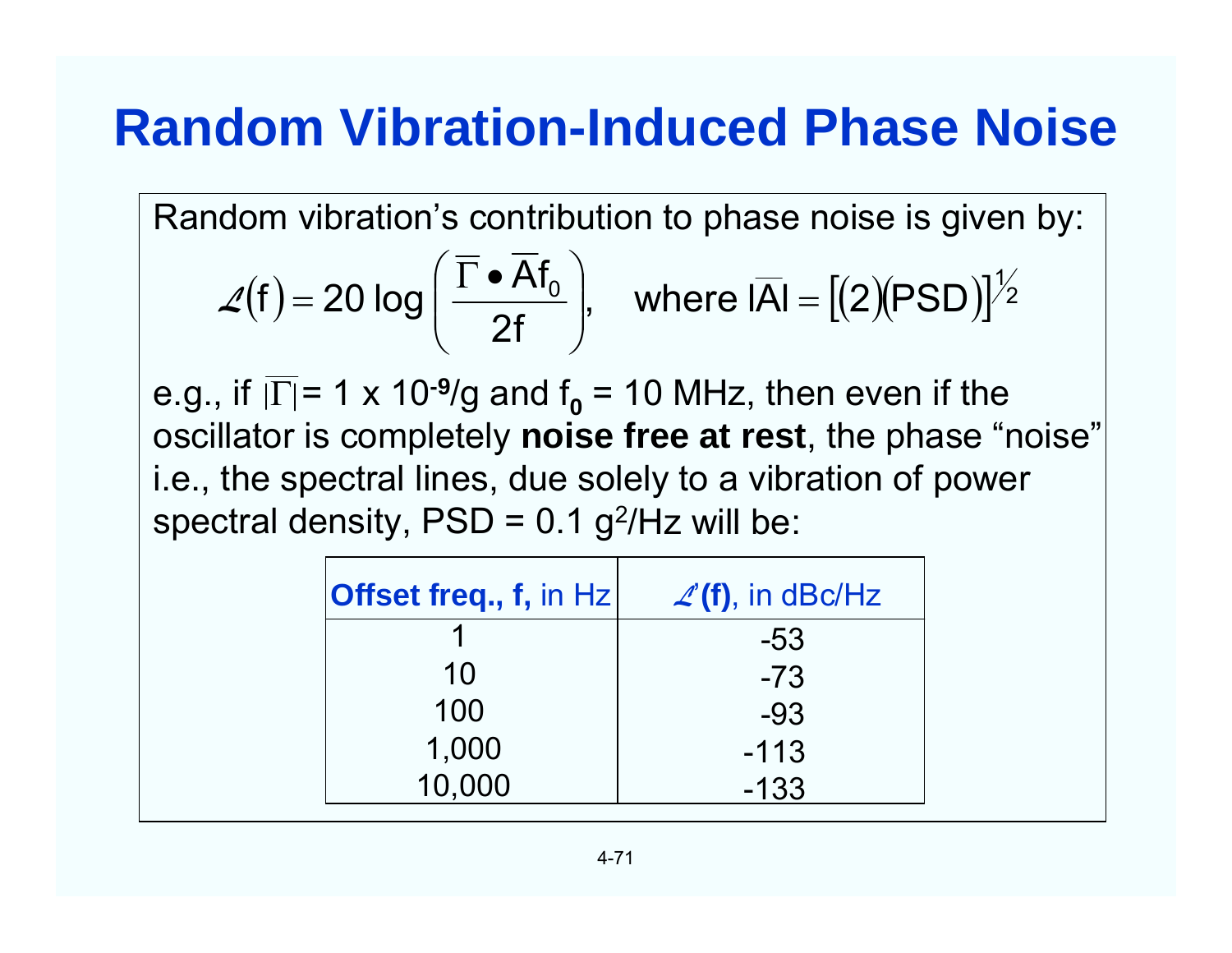# Random Vibration-Induced Phase Noise

Random vibration's contribution to phase noise is given by:

$$\mathcal{L}(f) = 20 \log \left( \frac{\overline{\Gamma} \bullet \overline{A} f_0}{2f} \right), \quad \text{where } |\overline{A}| = [(2)(\text{PSD})]^{1/2}$$

e.g., if $|\overline{\Gamma}|$ = 1 x $10^{-9}$/g and $f_0$ = 10 MHz, then even if the oscillator is completely **noise free at rest**, the phase "noise" i.e., the spectral lines, due solely to a vibration of power spectral density, PSD = 0.1 $g^2$/Hz will be:

| **Offset freq., f,** in Hz | $\mathcal{L}$**(f)**, in dBc/Hz |
|---|---|
| 1 | -53 |
| 10 | -73 |
| 100 | -93 |
| 1,000 | -113 |
| 10,000 | -133 |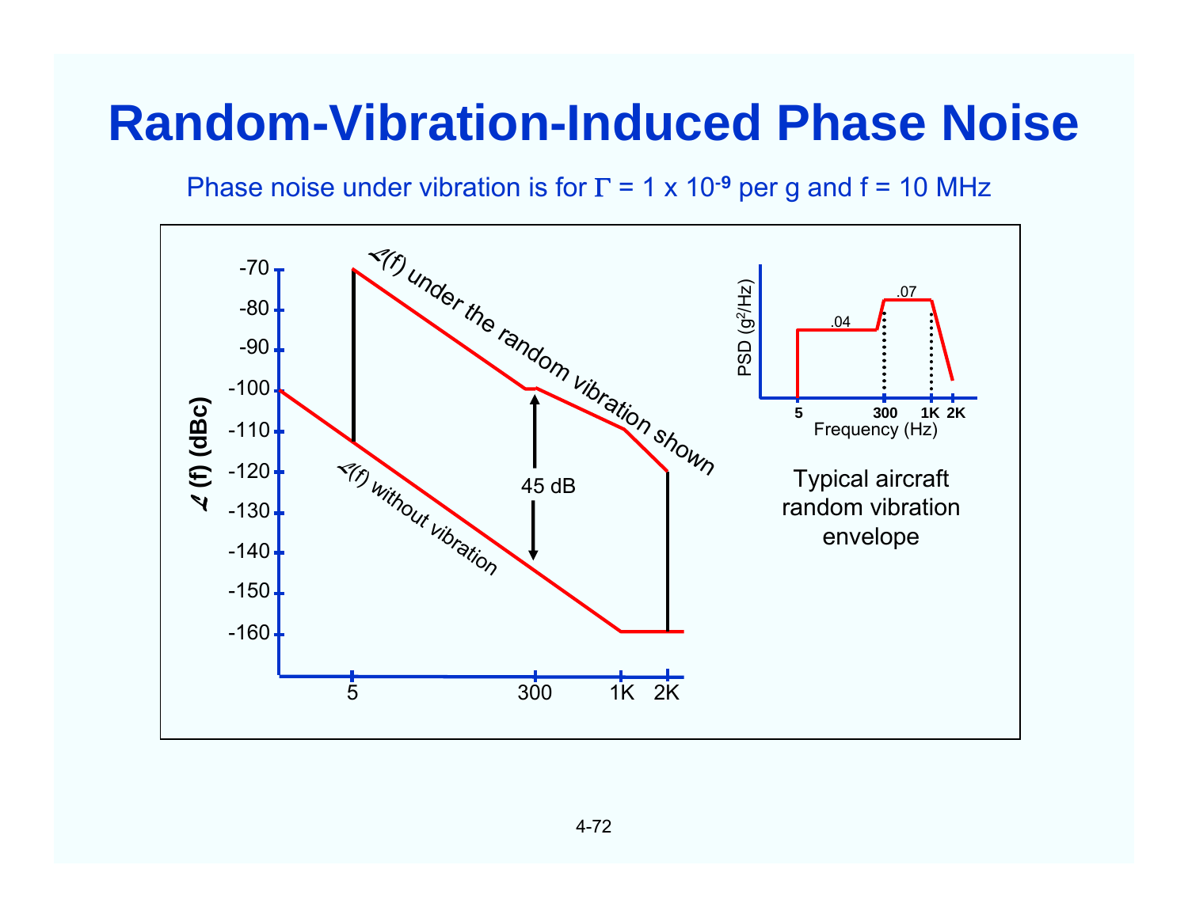# Random-Vibration-Induced Phase Noise

Phase noise under vibration is for $\Gamma = 1 \times 10^{-9}$ per g and f = 10 MHz

$\mathcal{L}(f)$ under the random vibration shown

$\mathcal{L}(f)$ without vibration

45 dB

$\mathcal{L}$ (f) (dBc)

-70, -80, -90, -100, -110, -120, -130, -140, -150, -160

5, 300, 1K, 2K

PSD ($g^2$/Hz)

.04, .07

5, 300, 1K, 2K

Frequency (Hz)

Typical aircraft random vibration envelope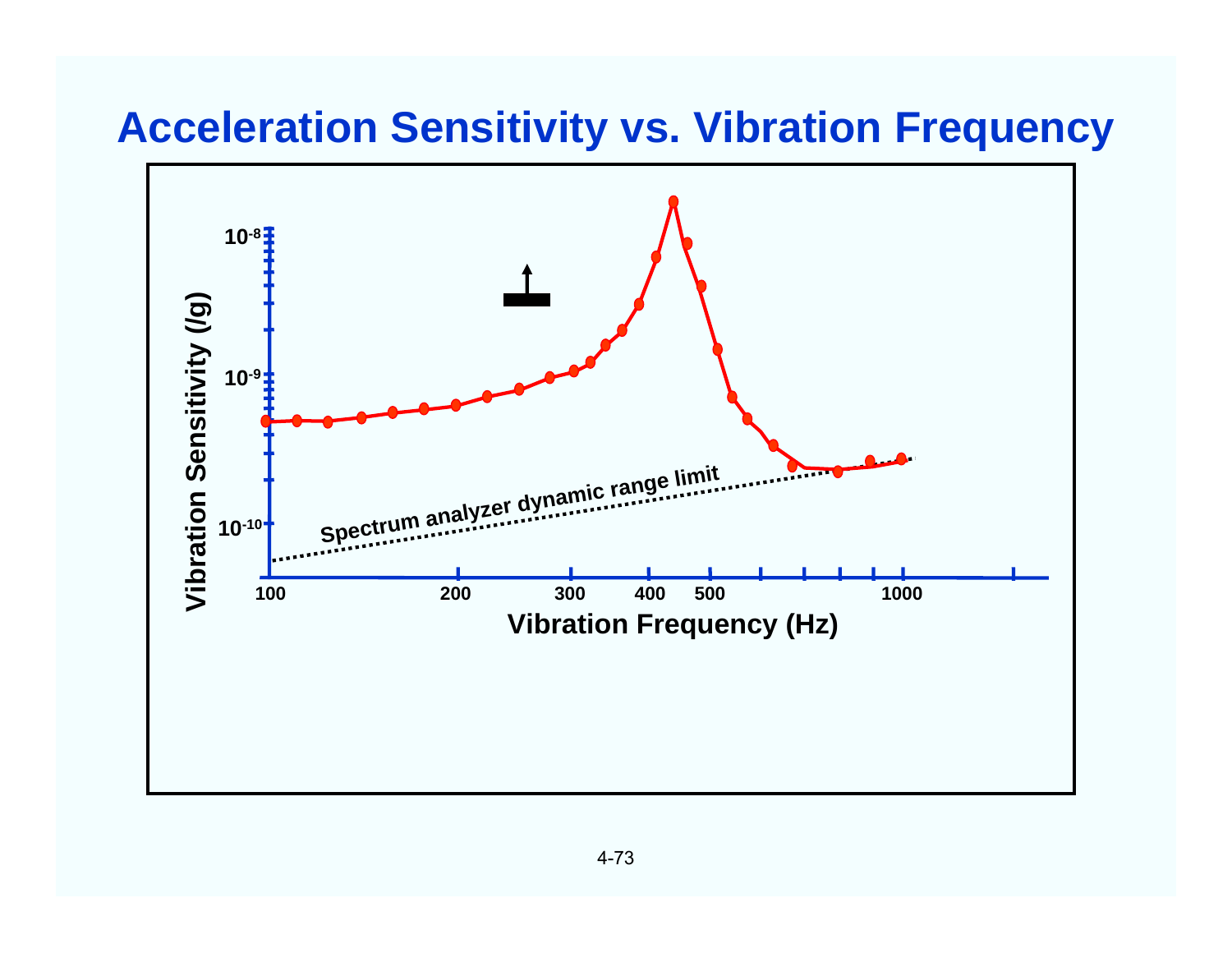# Acceleration Sensitivity vs. Vibration Frequency

Vibration Sensitivity (/g)

$10^{-8}$

$10^{-9}$

$10^{-10}$

Spectrum analyzer dynamic range limit

100 200 300 400 500 1000

Vibration Frequency (Hz)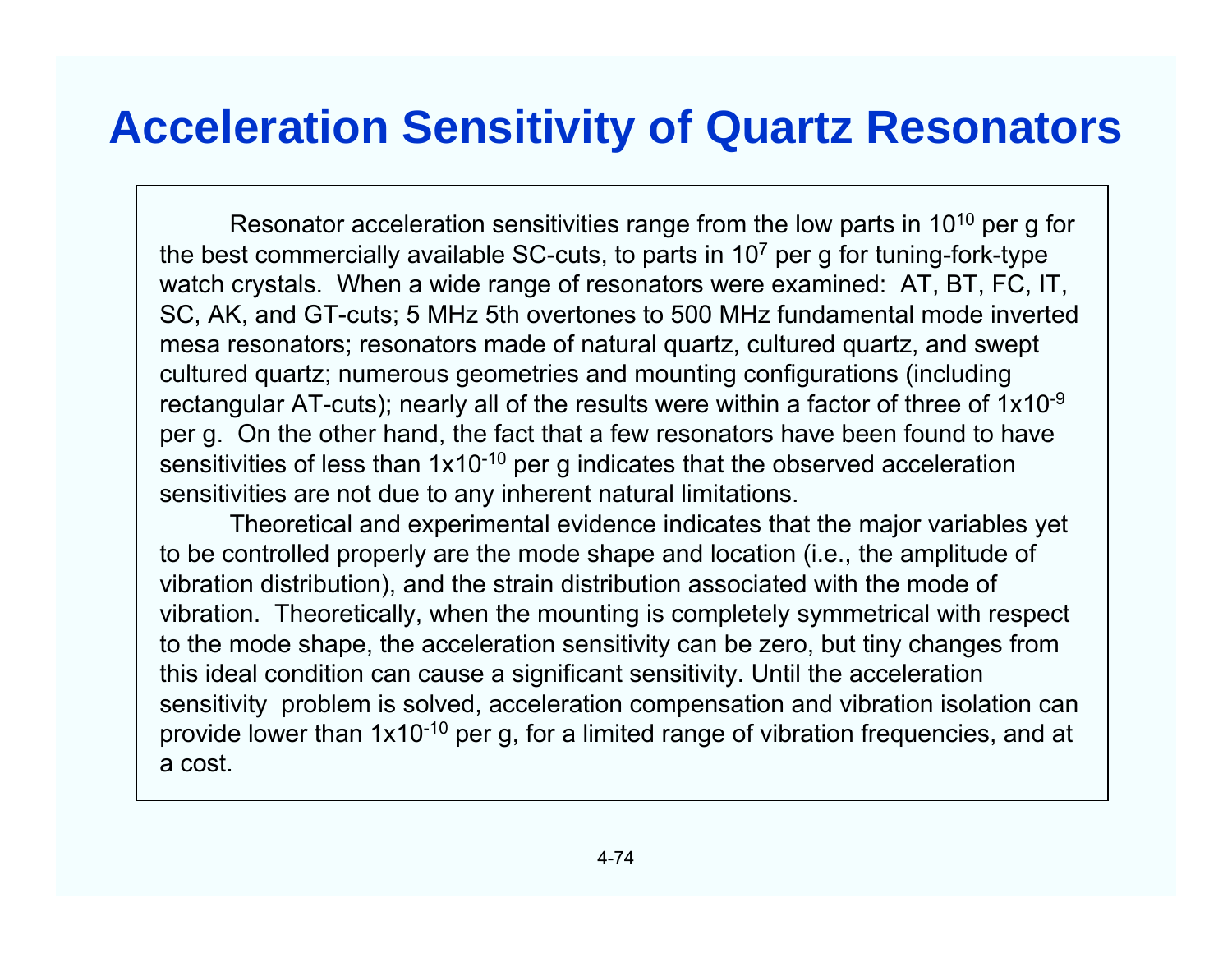# Acceleration Sensitivity of Quartz Resonators

Resonator acceleration sensitivities range from the low parts in $10^{10}$ per g for the best commercially available SC-cuts, to parts in $10^{7}$ per g for tuning-fork-type watch crystals. When a wide range of resonators were examined: AT, BT, FC, IT, SC, AK, and GT-cuts; 5 MHz 5th overtones to 500 MHz fundamental mode inverted mesa resonators; resonators made of natural quartz, cultured quartz, and swept cultured quartz; numerous geometries and mounting configurations (including rectangular AT-cuts); nearly all of the results were within a factor of three of $1 \times 10^{-9}$ per g. On the other hand, the fact that a few resonators have been found to have sensitivities of less than $1 \times 10^{-10}$ per g indicates that the observed acceleration sensitivities are not due to any inherent natural limitations.

Theoretical and experimental evidence indicates that the major variables yet to be controlled properly are the mode shape and location (i.e., the amplitude of vibration distribution), and the strain distribution associated with the mode of vibration. Theoretically, when the mounting is completely symmetrical with respect to the mode shape, the acceleration sensitivity can be zero, but tiny changes from this ideal condition can cause a significant sensitivity. Until the acceleration sensitivity problem is solved, acceleration compensation and vibration isolation can provide lower than $1 \times 10^{-10}$ per g, for a limited range of vibration frequencies, and at a cost.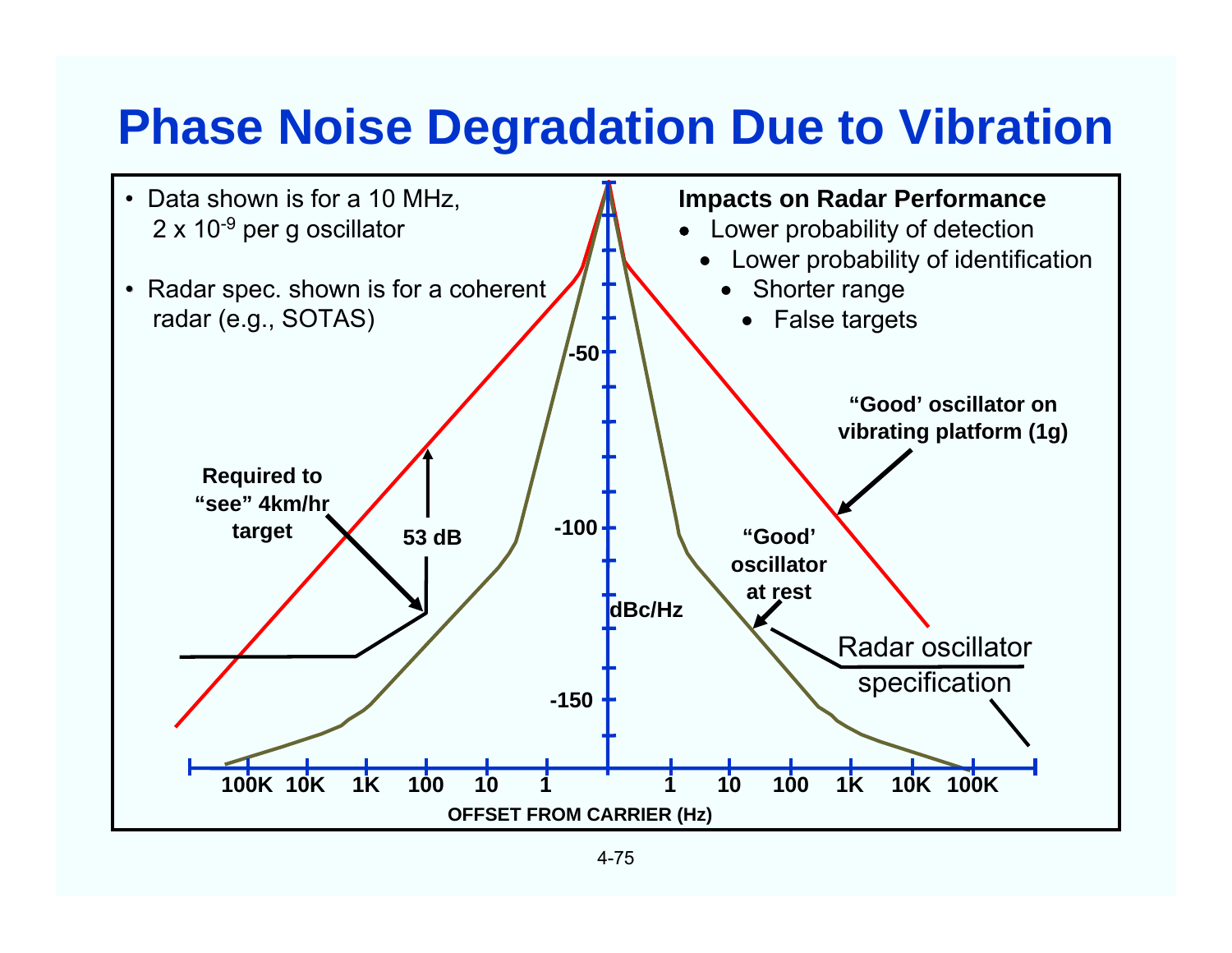# Phase Noise Degradation Due to Vibration

- Data shown is for a 10 MHz, $2 \times 10^{-9}$ per g oscillator
- Radar spec. shown is for a coherent radar (e.g., SOTAS)

**Impacts on Radar Performance**

- Lower probability of detection
  - Lower probability of identification
    - Shorter range
      - False targets

Required to "see" 4km/hr target

53 dB

"Good' oscillator on vibrating platform (1g)

"Good' oscillator at rest

Radar oscillator specification

-50

-100

-150

dBc/Hz

100K 10K 1K 100 10 1 | 1 10 100 1K 10K 100K

OFFSET FROM CARRIER (Hz)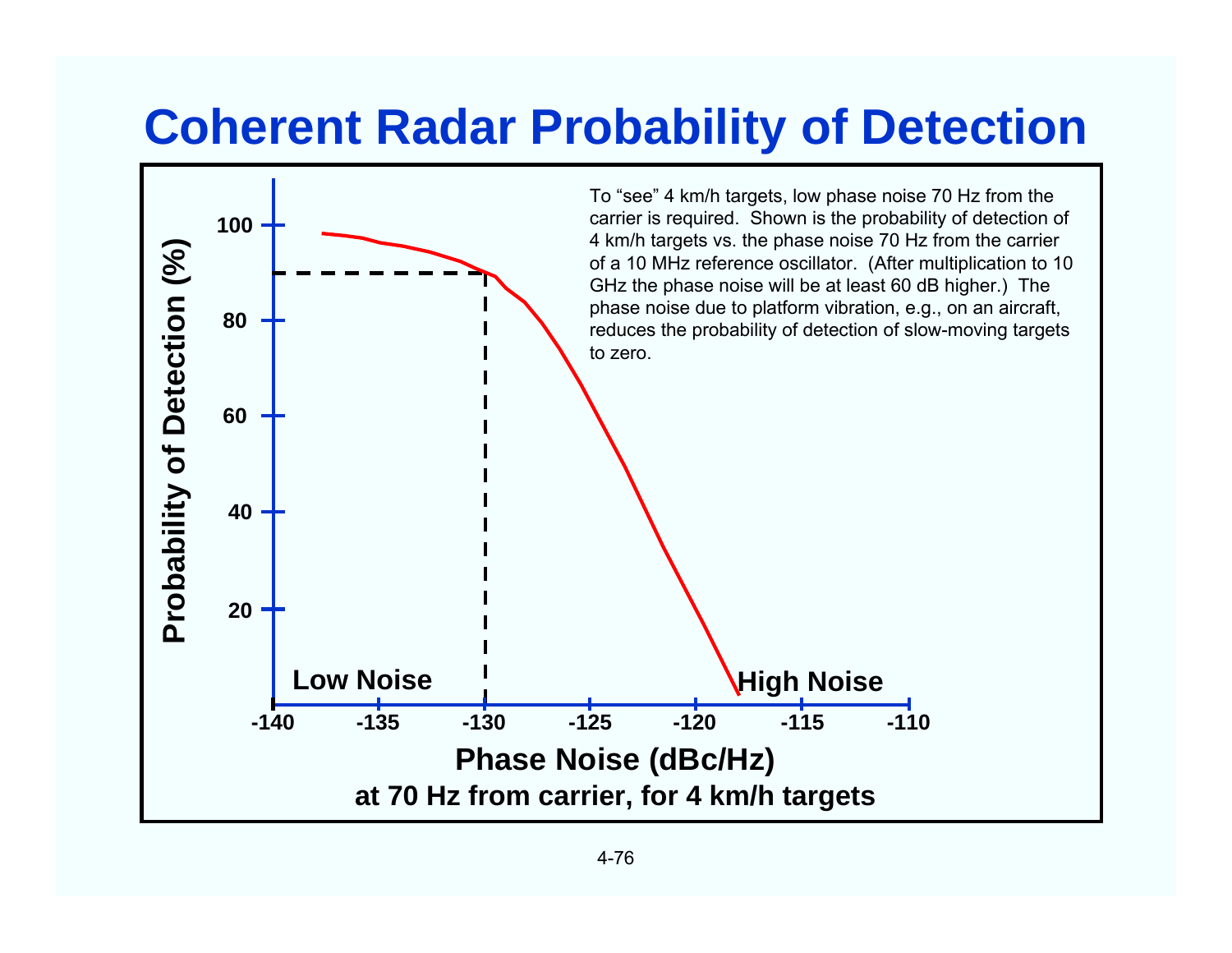# Coherent Radar Probability of Detection

To "see" 4 km/h targets, low phase noise 70 Hz from the carrier is required. Shown is the probability of detection of 4 km/h targets vs. the phase noise 70 Hz from the carrier of a 10 MHz reference oscillator. (After multiplication to 10 GHz the phase noise will be at least 60 dB higher.) The phase noise due to platform vibration, e.g., on an aircraft, reduces the probability of detection of slow-moving targets to zero.

Probability of Detection (%)

100

80

60

40

20

Low Noise

High Noise

-140 -135 -130 -125 -120 -115 -110

**Phase Noise (dBc/Hz)**

**at 70 Hz from carrier, for 4 km/h targets**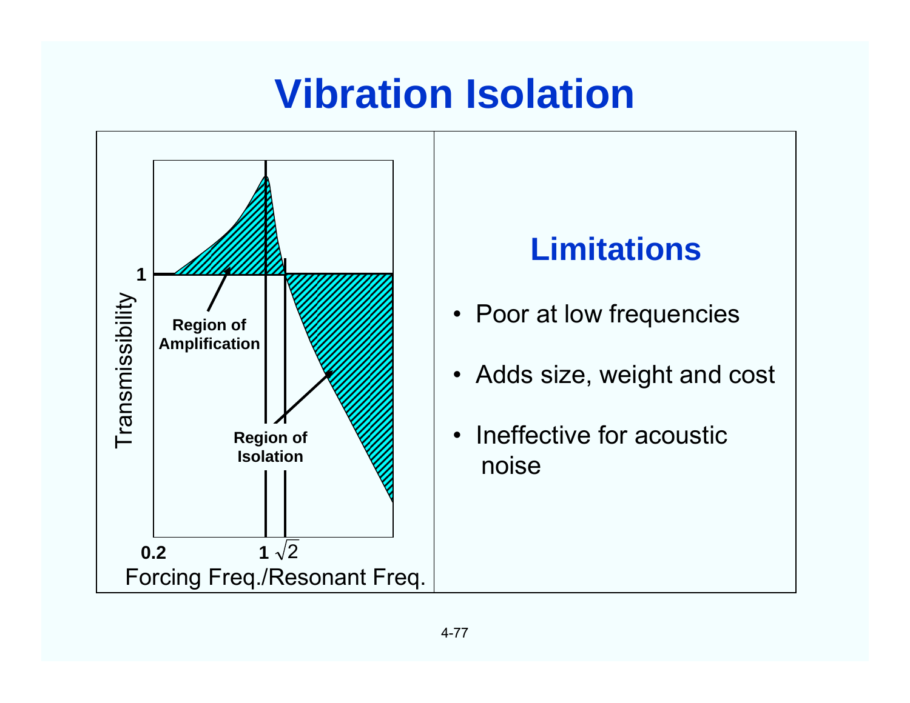# Vibration Isolation

Transmissibility

1

Region of Amplification

Region of Isolation

0.2 &nbsp;&nbsp;&nbsp;&nbsp; 1 $\sqrt{2}$

Forcing Freq./Resonant Freq.

## Limitations

- Poor at low frequencies
- Adds size, weight and cost
- Ineffective for acoustic noise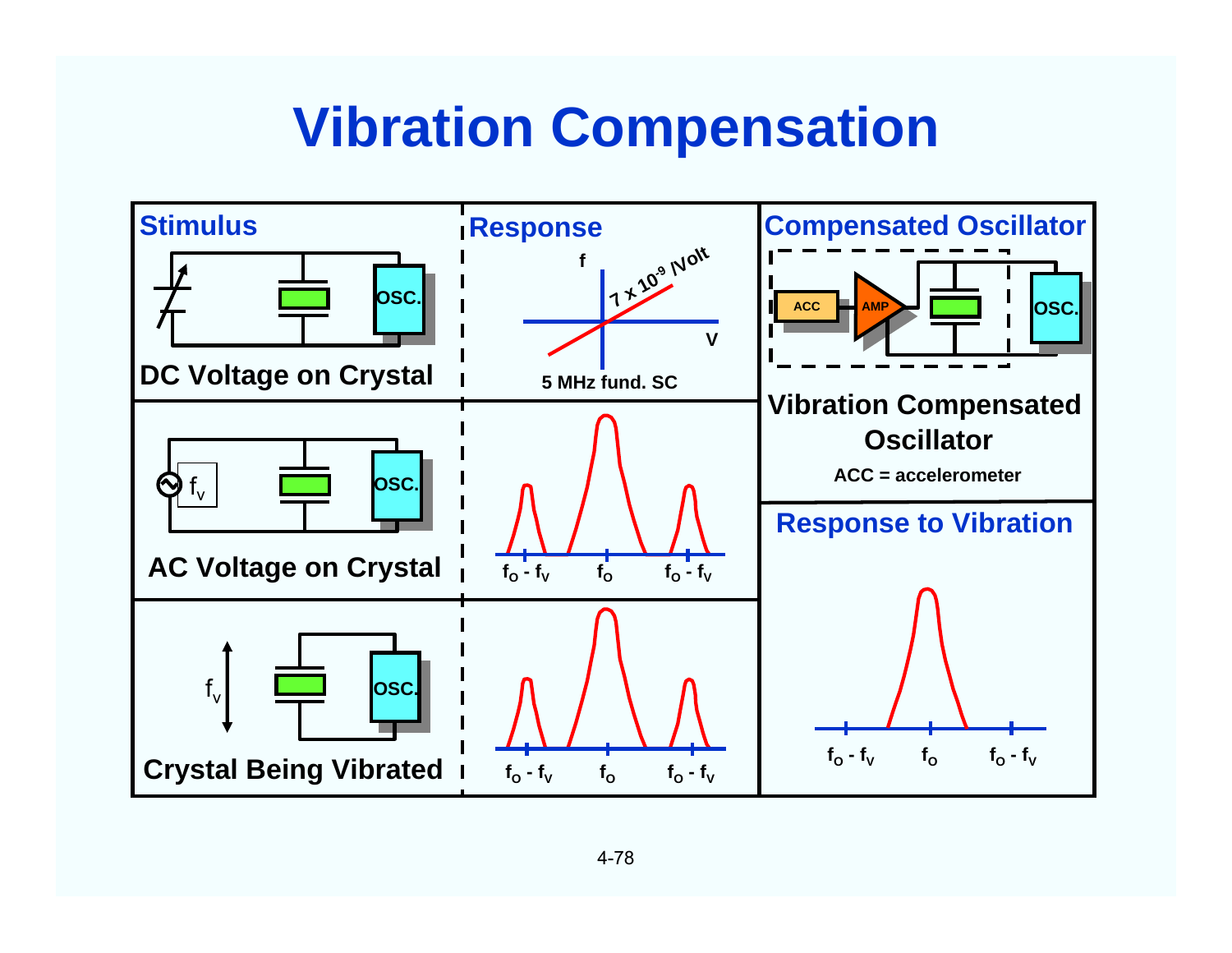# Vibration Compensation

| Stimulus | Response | Compensated Oscillator |
|---|---|---|
| OSC. — DC Voltage on Crystal | f vs. V; $7 \times 10^{-9}$ /Volt; 5 MHz fund. SC | ACC → AMP → OSC. — Vibration Compensated Oscillator; ACC = accelerometer |
| $f_V$ OSC. — AC Voltage on Crystal | $f_O - f_V$, $f_O$, $f_O - f_V$ | **Response to Vibration** |
| $f_V$ OSC. — Crystal Being Vibrated | $f_O - f_V$, $f_O$, $f_O - f_V$ | $f_O - f_V$, $f_O$, $f_O - f_V$ |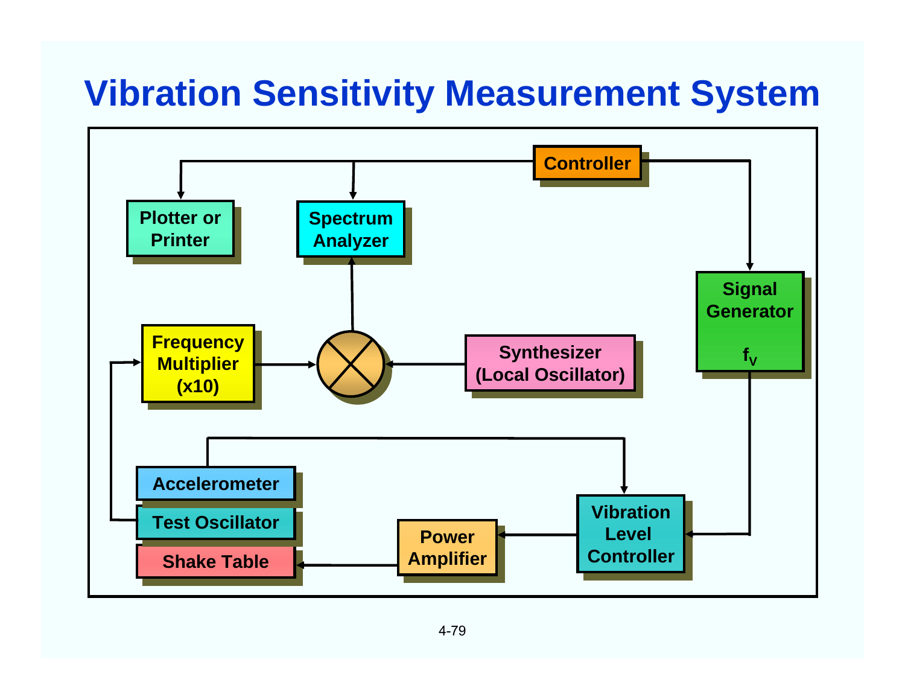# Vibration Sensitivity Measurement System

Controller

Plotter or Printer

Spectrum Analyzer

Signal Generator $f_V$

Frequency Multiplier (x10)

Synthesizer (Local Oscillator)

Accelerometer

Test Oscillator

Shake Table

Power Amplifier

Vibration Level Controller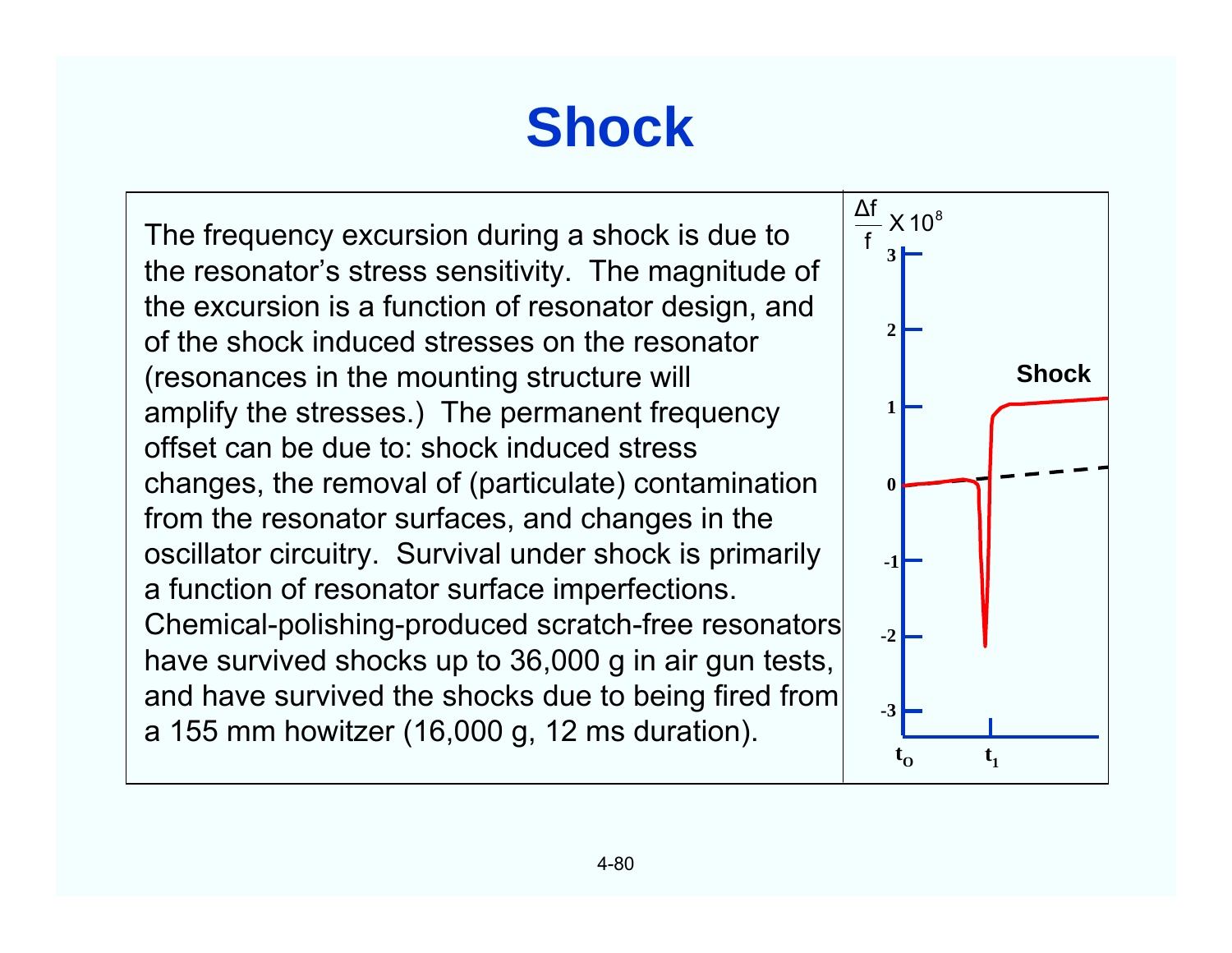# Shock

The frequency excursion during a shock is due to the resonator's stress sensitivity. The magnitude of the excursion is a function of resonator design, and of the shock induced stresses on the resonator (resonances in the mounting structure will amplify the stresses.) The permanent frequency offset can be due to: shock induced stress changes, the removal of (particulate) contamination from the resonator surfaces, and changes in the oscillator circuitry. Survival under shock is primarily a function of resonator surface imperfections. Chemical-polishing-produced scratch-free resonators have survived shocks up to 36,000 g in air gun tests, and have survived the shocks due to being fired from a 155 mm howitzer (16,000 g, 12 ms duration).

$\frac{\Delta f}{f}$ X $10^8$

3

2

1

0

-1

-2

-3

Shock

$t_O$

$t_1$